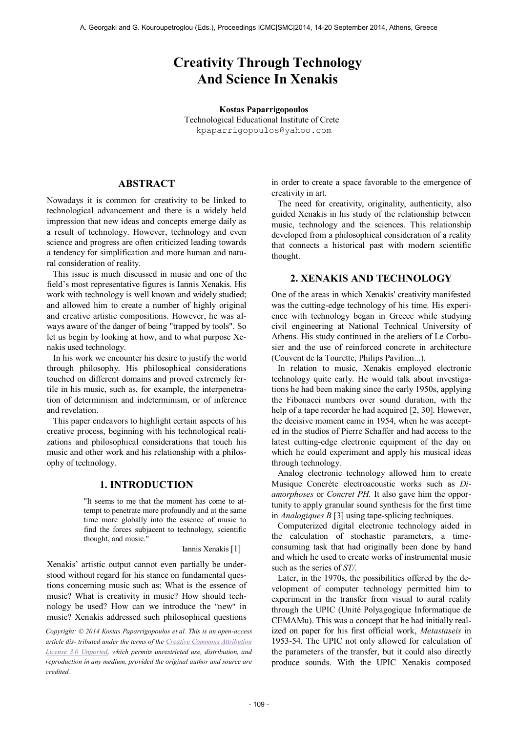# Creativity Through Technology And Science In Xenakis

**Kostas Paparrigopoulos**
Technological Educational Institute of Crete
kpaparrigopoulos@yahoo.com

## ABSTRACT

Nowadays it is common for creativity to be linked to technological advancement and there is a widely held impression that new ideas and concepts emerge daily as a result of technology. However, technology and even science and progress are often criticized leading towards a tendency for simplification and more human and natural consideration of reality.

This issue is much discussed in music and one of the field's most representative figures is Iannis Xenakis. His work with technology is well known and widely studied; and allowed him to create a number of highly original and creative artistic compositions. However, he was always aware of the danger of being "trapped by tools". So let us begin by looking at how, and to what purpose Xenakis used technology.

In his work we encounter his desire to justify the world through philosophy. His philosophical considerations touched on different domains and proved extremely fertile in his music, such as, for example, the interpenetration of determinism and indeterminism, or of inference and revelation.

This paper endeavors to highlight certain aspects of his creative process, beginning with his technological realizations and philosophical considerations that touch his music and other work and his relationship with a philosophy of technology.

## 1. INTRODUCTION

> "It seems to me that the moment has come to attempt to penetrate more profoundly and at the same time more globally into the essence of music to find the forces subjacent to technology, scientific thought, and music."
>
> Iannis Xenakis [1]

Xenakis' artistic output cannot even partially be understood without regard for his stance on fundamental questions concerning music such as: What is the essence of music? What is creativity in music? How should technology be used? How can we introduce the "new" in music? Xenakis addressed such philosophical questions in order to create a space favorable to the emergence of creativity in art.

The need for creativity, originality, authenticity, also guided Xenakis in his study of the relationship between music, technology and the sciences. This relationship developed from a philosophical consideration of a reality that connects a historical past with modern scientific thought.

*Copyright: © 2014 Kostas Paparrigopoulos et al. This is an open-access article dis- tributed under the terms of the Creative Commons Attribution License 3.0 Unported, which permits unrestricted use, distribution, and reproduction in any medium, provided the original author and source are credited.*

## 2. XENAKIS AND TECHNOLOGY

One of the areas in which Xenakis' creativity manifested was the cutting-edge technology of his time. His experience with technology began in Greece while studying civil engineering at National Technical University of Athens. His study continued in the ateliers of Le Corbusier and the use of reinforced concrete in architecture (Couvent de la Tourette, Philips Pavilion...).

In relation to music, Xenakis employed electronic technology quite early. He would talk about investigations he had been making since the early 1950s, applying the Fibonacci numbers over sound duration, with the help of a tape recorder he had acquired [2, 30]. However, the decisive moment came in 1954, when he was accepted in the studios of Pierre Schaffer and had access to the latest cutting-edge electronic equipment of the day on which he could experiment and apply his musical ideas through technology.

Analog electronic technology allowed him to create Musique Concrète electroacoustic works such as *Diamorphoses* or *Concret PH.* It also gave him the opportunity to apply granular sound synthesis for the first time in *Analogiques B* [3] using tape-splicing techniques.

Computerized digital electronic technology aided in the calculation of stochastic parameters, a time-consuming task that had originally been done by hand and which he used to create works of instrumental music such as the series of *ST/.*

Later, in the 1970s, the possibilities offered by the development of computer technology permitted him to experiment in the transfer from visual to aural reality through the UPIC (Unité Polyagogique Informatique de CEMAMu). This was a concept that he had initially realized on paper for his first official work, *Metastaseis* in 1953-54. The UPIC not only allowed for calculation of the parameters of the transfer, but it could also directly produce sounds. With the UPIC Xenakis composed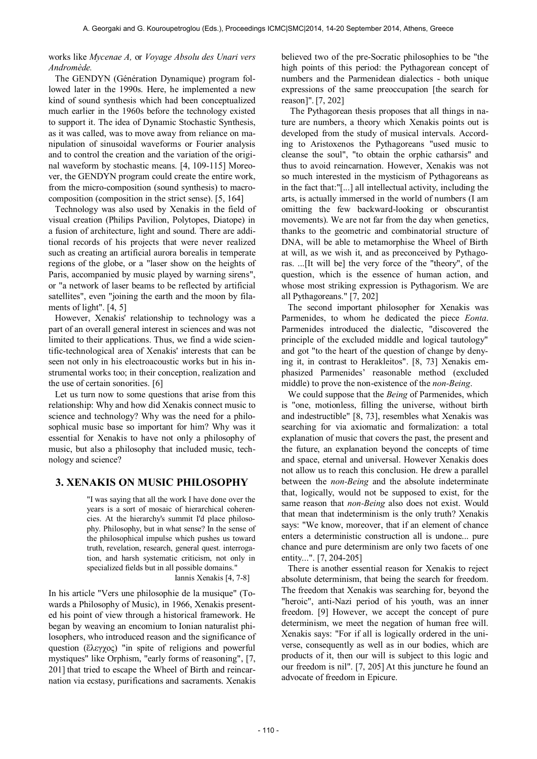works like *Mycenae A,* or *Voyage Absolu des Unari vers Andromède.*

The GENDYN (Génération Dynamique) program followed later in the 1990s. Here, he implemented a new kind of sound synthesis which had been conceptualized much earlier in the 1960s before the technology existed to support it. The idea of Dynamic Stochastic Synthesis, as it was called, was to move away from reliance on manipulation of sinusoidal waveforms or Fourier analysis and to control the creation and the variation of the original waveform by stochastic means. [4, 109-115] Moreover, the GENDYN program could create the entire work, from the micro-composition (sound synthesis) to macro-composition (composition in the strict sense). [5, 164]

Technology was also used by Xenakis in the field of visual creation (Philips Pavilion, Polytopes, Diatope) in a fusion of architecture, light and sound. There are additional records of his projects that were never realized such as creating an artificial aurora borealis in temperate regions of the globe, or a "laser show on the heights of Paris, accompanied by music played by warning sirens", or "a network of laser beams to be reflected by artificial satellites", even "joining the earth and the moon by filaments of light". [4, 5]

However, Xenakis' relationship to technology was a part of an overall general interest in sciences and was not limited to their applications. Thus, we find a wide scientific-technological area of Xenakis' interests that can be seen not only in his electroacoustic works but in his instrumental works too; in their conception, realization and the use of certain sonorities. [6]

Let us turn now to some questions that arise from this relationship: Why and how did Xenakis connect music to science and technology? Why was the need for a philosophical music base so important for him? Why was it essential for Xenakis to have not only a philosophy of music, but also a philosophy that included music, technology and science?

## 3. XENAKIS ON MUSIC PHILOSOPHY

> "I was saying that all the work I have done over the years is a sort of mosaic of hierarchical coherencies. At the hierarchy's summit I'd place philosophy. Philosophy, but in what sense? In the sense of the philosophical impulse which pushes us toward truth, revelation, research, general quest. interrogation, and harsh systematic criticism, not only in specialized fields but in all possible domains."
>
> Iannis Xenakis [4, 7-8]

In his article "Vers une philosophie de la musique" (Towards a Philosophy of Music), in 1966, Xenakis presented his point of view through a historical framework. He began by weaving an encomium to Ionian naturalist philosophers, who introduced reason and the significance of question (ἔλεγχος) "in spite of religions and powerful mystiques" like Orphism, "early forms of reasoning", [7, 201] that tried to escape the Wheel of Birth and reincarnation via ecstasy, purifications and sacraments. Xenakis believed two of the pre-Socratic philosophies to be "the high points of this period: the Pythagorean concept of numbers and the Parmenidean dialectics - both unique expressions of the same preoccupation [the search for reason]". [7, 202]

The Pythagorean thesis proposes that all things in nature are numbers, a theory which Xenakis points out is developed from the study of musical intervals. According to Aristoxenos the Pythagoreans "used music to cleanse the soul", "to obtain the orphic catharsis" and thus to avoid reincarnation. However, Xenakis was not so much interested in the mysticism of Pythagoreans as in the fact that:"[...] all intellectual activity, including the arts, is actually immersed in the world of numbers (I am omitting the few backward-looking or obscurantist movements). We are not far from the day when genetics, thanks to the geometric and combinatorial structure of DNA, will be able to metamorphise the Wheel of Birth at will, as we wish it, and as preconceived by Pythagoras. ...[It will be] the very force of the "theory", of the question, which is the essence of human action, and whose most striking expression is Pythagorism. We are all Pythagoreans." [7, 202]

The second important philosopher for Xenakis was Parmenides, to whom he dedicated the piece *Eonta*. Parmenides introduced the dialectic, "discovered the principle of the excluded middle and logical tautology" and got "to the heart of the question of change by denying it, in contrast to Herakleitos". [8, 73] Xenakis emphasized Parmenides' reasonable method (excluded middle) to prove the non-existence of the *non-Being*.

We could suppose that the *Being* of Parmenides, which is "one, motionless, filling the universe, without birth and indestructible" [8, 73], resembles what Xenakis was searching for via axiomatic and formalization: a total explanation of music that covers the past, the present and the future, an explanation beyond the concepts of time and space, eternal and universal. However Xenakis does not allow us to reach this conclusion. He drew a parallel between the *non-Being* and the absolute indeterminate that, logically, would not be supposed to exist, for the same reason that *non-Being* also does not exist. Would that mean that indeterminism is the only truth? Xenakis says: "We know, moreover, that if an element of chance enters a deterministic construction all is undone... pure chance and pure determinism are only two facets of one entity...". [7, 204-205]

There is another essential reason for Xenakis to reject absolute determinism, that being the search for freedom. The freedom that Xenakis was searching for, beyond the "heroic", anti-Nazi period of his youth, was an inner freedom. [9] However, we accept the concept of pure determinism, we meet the negation of human free will. Xenakis says: "For if all is logically ordered in the universe, consequently as well as in our bodies, which are products of it, then our will is subject to this logic and our freedom is nil". [7, 205] At this juncture he found an advocate of freedom in Epicure.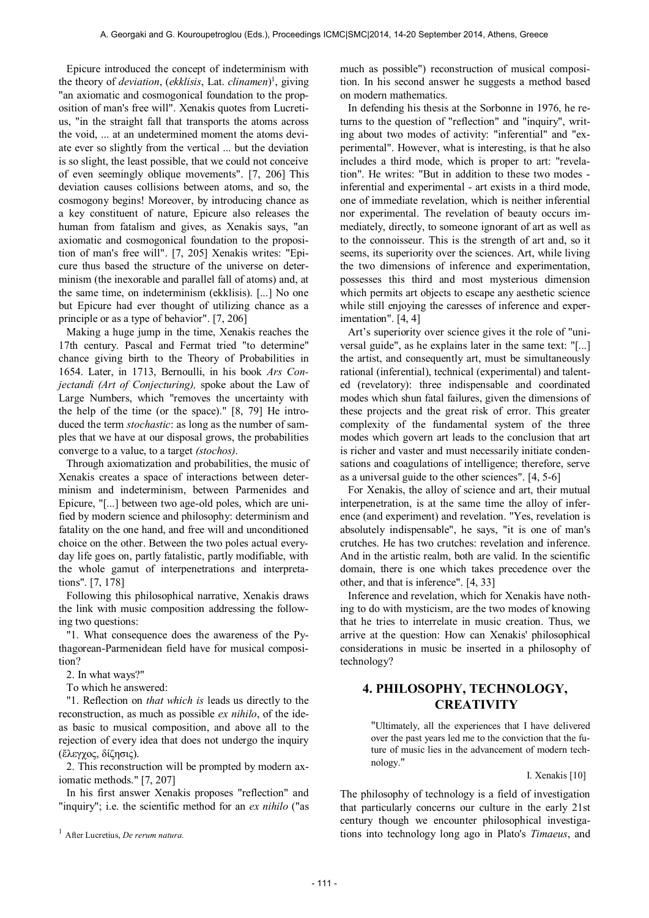Epicure introduced the concept of indeterminism with the theory of *deviation*, (*ekklisis*, Lat. *clinamen*)[1], giving "an axiomatic and cosmogonical foundation to the proposition of man's free will". Xenakis quotes from Lucretius, "in the straight fall that transports the atoms across the void, ... at an undetermined moment the atoms deviate ever so slightly from the vertical ... but the deviation is so slight, the least possible, that we could not conceive of even seemingly oblique movements". [7, 206] This deviation causes collisions between atoms, and so, the cosmogony begins! Moreover, by introducing chance as a key constituent of nature, Epicure also releases the human from fatalism and gives, as Xenakis says, "an axiomatic and cosmogonical foundation to the proposition of man's free will". [7, 205] Xenakis writes: "Epicure thus based the structure of the universe on determinism (the inexorable and parallel fall of atoms) and, at the same time, on indeterminism (ekklisis). [...] No one but Epicure had ever thought of utilizing chance as a principle or as a type of behavior". [7, 206]

Making a huge jump in the time, Xenakis reaches the 17th century. Pascal and Fermat tried "to determine" chance giving birth to the Theory of Probabilities in 1654. Later, in 1713, Bernoulli, in his book *Ars Conjectandi (Art of Conjecturing),* spoke about the Law of Large Numbers, which "removes the uncertainty with the help of the time (or the space)." [8, 79] He introduced the term *stochastic*: as long as the number of samples that we have at our disposal grows, the probabilities converge to a value, to a target *(stochos)*.

Through axiomatization and probabilities, the music of Xenakis creates a space of interactions between determinism and indeterminism, between Parmenides and Epicure, "[...] between two age-old poles, which are unified by modern science and philosophy: determinism and fatality on the one hand, and free will and unconditioned choice on the other. Between the two poles actual everyday life goes on, partly fatalistic, partly modifiable, with the whole gamut of interpenetrations and interpretations". [7, 178]

Following this philosophical narrative, Xenakis draws the link with music composition addressing the following two questions:

"1. What consequence does the awareness of the Pythagorean-Parmenidean field have for musical composition?

2. In what ways?"

To which he answered:

"1. Reflection on *that which is* leads us directly to the reconstruction, as much as possible *ex nihilo*, of the ideas basic to musical composition, and above all to the rejection of every idea that does not undergo the inquiry (ἔλεγχος, δίζησις).

2. This reconstruction will be prompted by modern axiomatic methods." [7, 207]

In his first answer Xenakis proposes "reflection" and "inquiry"; i.e. the scientific method for an *ex nihilo* ("as much as possible") reconstruction of musical composition. In his second answer he suggests a method based on modern mathematics.

In defending his thesis at the Sorbonne in 1976, he returns to the question of "reflection" and "inquiry", writing about two modes of activity: "inferential" and "experimental". However, what is interesting, is that he also includes a third mode, which is proper to art: "revelation". He writes: "But in addition to these two modes - inferential and experimental - art exists in a third mode, one of immediate revelation, which is neither inferential nor experimental. The revelation of beauty occurs immediately, directly, to someone ignorant of art as well as to the connoisseur. This is the strength of art and, so it seems, its superiority over the sciences. Art, while living the two dimensions of inference and experimentation, possesses this third and most mysterious dimension which permits art objects to escape any aesthetic science while still enjoying the caresses of inference and experimentation". [4, 4]

Art's superiority over science gives it the role of "universal guide", as he explains later in the same text: "[...] the artist, and consequently art, must be simultaneously rational (inferential), technical (experimental) and talented (revelatory): three indispensable and coordinated modes which shun fatal failures, given the dimensions of these projects and the great risk of error. This greater complexity of the fundamental system of the three modes which govern art leads to the conclusion that art is richer and vaster and must necessarily initiate condensations and coagulations of intelligence; therefore, serve as a universal guide to the other sciences". [4, 5-6]

For Xenakis, the alloy of science and art, their mutual interpenetration, is at the same time the alloy of inference (and experiment) and revelation. "Yes, revelation is absolutely indispensable", he says, "it is one of man's crutches. He has two crutches: revelation and inference. And in the artistic realm, both are valid. In the scientific domain, there is one which takes precedence over the other, and that is inference". [4, 33]

Inference and revelation, which for Xenakis have nothing to do with mysticism, are the two modes of knowing that he tries to interrelate in music creation. Thus, we arrive at the question: How can Xenakis' philosophical considerations in music be inserted in a philosophy of technology?

## 4. PHILOSOPHY, TECHNOLOGY, CREATIVITY

> "Ultimately, all the experiences that I have delivered over the past years led me to the conviction that the future of music lies in the advancement of modern technology."
>
> I. Xenakis [10]

The philosophy of technology is a field of investigation that particularly concerns our culture in the early 21st century though we encounter philosophical investigations into technology long ago in Plato's *Timaeus*, and

[1] After Lucretius, *De rerum natura.*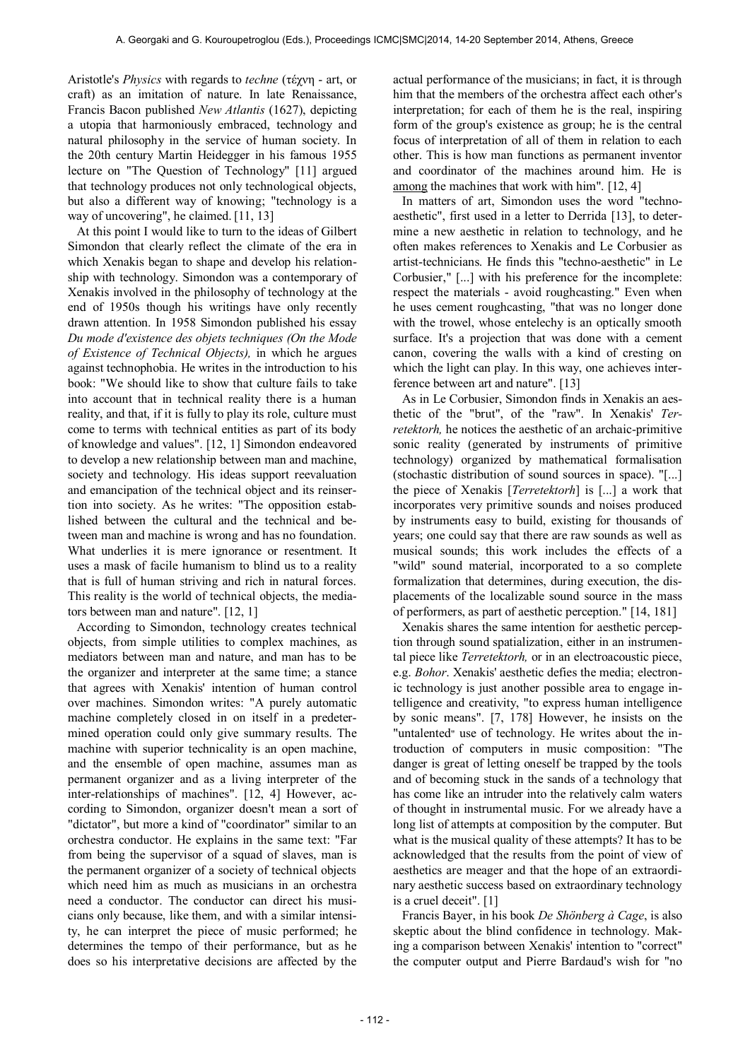Aristotle's *Physics* with regards to *techne* (τέχνη - art, or craft) as an imitation of nature. In late Renaissance, Francis Bacon published *New Atlantis* (1627), depicting a utopia that harmoniously embraced, technology and natural philosophy in the service of human society. In the 20th century Martin Heidegger in his famous 1955 lecture on "The Question of Technology" [11] argued that technology produces not only technological objects, but also a different way of knowing; "technology is a way of uncovering", he claimed. [11, 13]

At this point I would like to turn to the ideas of Gilbert Simondon that clearly reflect the climate of the era in which Xenakis began to shape and develop his relationship with technology. Simondon was a contemporary of Xenakis involved in the philosophy of technology at the end of 1950s though his writings have only recently drawn attention. In 1958 Simondon published his essay *Du mode d'existence des objets techniques (On the Mode of Existence of Technical Objects),* in which he argues against technophobia. He writes in the introduction to his book: "We should like to show that culture fails to take into account that in technical reality there is a human reality, and that, if it is fully to play its role, culture must come to terms with technical entities as part of its body of knowledge and values". [12, 1] Simondon endeavored to develop a new relationship between man and machine, society and technology. His ideas support reevaluation and emancipation of the technical object and its reinsertion into society. As he writes: "The opposition established between the cultural and the technical and between man and machine is wrong and has no foundation. What underlies it is mere ignorance or resentment. It uses a mask of facile humanism to blind us to a reality that is full of human striving and rich in natural forces. This reality is the world of technical objects, the mediators between man and nature". [12, 1]

According to Simondon, technology creates technical objects, from simple utilities to complex machines, as mediators between man and nature, and man has to be the organizer and interpreter at the same time; a stance that agrees with Xenakis' intention of human control over machines. Simondon writes: "A purely automatic machine completely closed in on itself in a predetermined operation could only give summary results. The machine with superior technicality is an open machine, and the ensemble of open machine, assumes man as permanent organizer and as a living interpreter of the inter-relationships of machines". [12, 4] However, according to Simondon, organizer doesn't mean a sort of "dictator", but more a kind of "coordinator" similar to an orchestra conductor. He explains in the same text: "Far from being the supervisor of a squad of slaves, man is the permanent organizer of a society of technical objects which need him as much as musicians in an orchestra need a conductor. The conductor can direct his musicians only because, like them, and with a similar intensity, he can interpret the piece of music performed; he determines the tempo of their performance, but as he does so his interpretative decisions are affected by the actual performance of the musicians; in fact, it is through him that the members of the orchestra affect each other's interpretation; for each of them he is the real, inspiring form of the group's existence as group; he is the central focus of interpretation of all of them in relation to each other. This is how man functions as permanent inventor and coordinator of the machines around him. He is <u>among</u> the machines that work with him". [12, 4]

In matters of art, Simondon uses the word "techno-aesthetic", first used in a letter to Derrida [13], to determine a new aesthetic in relation to technology, and he often makes references to Xenakis and Le Corbusier as artist-technicians. He finds this "techno-aesthetic" in Le Corbusier," [...] with his preference for the incomplete: respect the materials - avoid roughcasting." Even when he uses cement roughcasting, "that was no longer done with the trowel, whose entelechy is an optically smooth surface. It's a projection that was done with a cement canon, covering the walls with a kind of cresting on which the light can play. In this way, one achieves interference between art and nature". [13]

As in Le Corbusier, Simondon finds in Xenakis an aesthetic of the "brut", of the "raw". In Xenakis' *Terretektorh,* he notices the aesthetic of an archaic-primitive sonic reality (generated by instruments of primitive technology) organized by mathematical formalisation (stochastic distribution of sound sources in space). "[...] the piece of Xenakis [*Terretektorh*] is [...] a work that incorporates very primitive sounds and noises produced by instruments easy to build, existing for thousands of years; one could say that there are raw sounds as well as musical sounds; this work includes the effects of a "wild" sound material, incorporated to a so complete formalization that determines, during execution, the displacements of the localizable sound source in the mass of performers, as part of aesthetic perception." [14, 181]

Xenakis shares the same intention for aesthetic perception through sound spatialization, either in an instrumental piece like *Terretektorh,* or in an electroacoustic piece, e.g. *Bohor*. Xenakis' aesthetic defies the media; electronic technology is just another possible area to engage intelligence and creativity, "to express human intelligence by sonic means". [7, 178] However, he insists on the "untalented" use of technology. He writes about the introduction of computers in music composition: "The danger is great of letting oneself be trapped by the tools and of becoming stuck in the sands of a technology that has come like an intruder into the relatively calm waters of thought in instrumental music. For we already have a long list of attempts at composition by the computer. But what is the musical quality of these attempts? It has to be acknowledged that the results from the point of view of aesthetics are meager and that the hope of an extraordinary aesthetic success based on extraordinary technology is a cruel deceit". [1]

Francis Bayer, in his book *De Shönberg à Cage*, is also skeptic about the blind confidence in technology. Making a comparison between Xenakis' intention to "correct" the computer output and Pierre Bardaud's wish for "no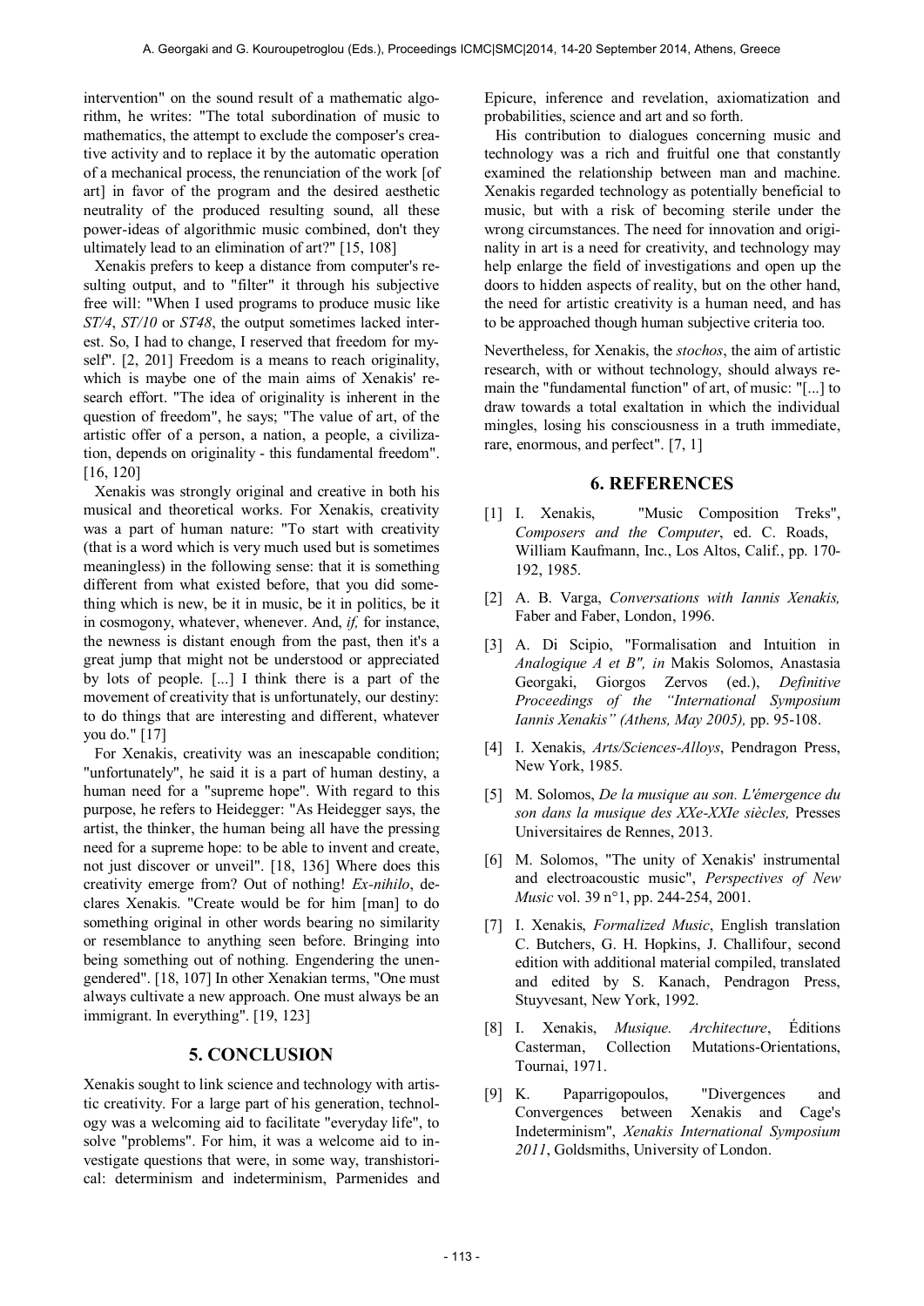intervention" on the sound result of a mathematic algorithm, he writes: "The total subordination of music to mathematics, the attempt to exclude the composer's creative activity and to replace it by the automatic operation of a mechanical process, the renunciation of the work [of art] in favor of the program and the desired aesthetic neutrality of the produced resulting sound, all these power-ideas of algorithmic music combined, don't they ultimately lead to an elimination of art?" [15, 108]

Xenakis prefers to keep a distance from computer's resulting output, and to "filter" it through his subjective free will: "When I used programs to produce music like *ST/4*, *ST/10* or *ST48*, the output sometimes lacked interest. So, I had to change, I reserved that freedom for myself". [2, 201] Freedom is a means to reach originality, which is maybe one of the main aims of Xenakis' research effort. "The idea of originality is inherent in the question of freedom", he says; "The value of art, of the artistic offer of a person, a nation, a people, a civilization, depends on originality - this fundamental freedom". [16, 120]

Xenakis was strongly original and creative in both his musical and theoretical works. For Xenakis, creativity was a part of human nature: "To start with creativity (that is a word which is very much used but is sometimes meaningless) in the following sense: that it is something different from what existed before, that you did something which is new, be it in music, be it in politics, be it in cosmogony, whatever, whenever. And, *if,* for instance, the newness is distant enough from the past, then it's a great jump that might not be understood or appreciated by lots of people. [...] I think there is a part of the movement of creativity that is unfortunately, our destiny: to do things that are interesting and different, whatever you do." [17]

For Xenakis, creativity was an inescapable condition; "unfortunately", he said it is a part of human destiny, a human need for a "supreme hope". With regard to this purpose, he refers to Heidegger: "As Heidegger says, the artist, the thinker, the human being all have the pressing need for a supreme hope: to be able to invent and create, not just discover or unveil". [18, 136] Where does this creativity emerge from? Out of nothing! *Ex-nihilo*, declares Xenakis. "Create would be for him [man] to do something original in other words bearing no similarity or resemblance to anything seen before. Bringing into being something out of nothing. Engendering the unengendered". [18, 107] In other Xenakian terms, "One must always cultivate a new approach. One must always be an immigrant. In everything". [19, 123]

## 5. CONCLUSION

Xenakis sought to link science and technology with artistic creativity. For a large part of his generation, technology was a welcoming aid to facilitate "everyday life", to solve "problems". For him, it was a welcome aid to investigate questions that were, in some way, transhistorical: determinism and indeterminism, Parmenides and Epicure, inference and revelation, axiomatization and probabilities, science and art and so forth.

His contribution to dialogues concerning music and technology was a rich and fruitful one that constantly examined the relationship between man and machine. Xenakis regarded technology as potentially beneficial to music, but with a risk of becoming sterile under the wrong circumstances. The need for innovation and originality in art is a need for creativity, and technology may help enlarge the field of investigations and open up the doors to hidden aspects of reality, but on the other hand, the need for artistic creativity is a human need, and has to be approached though human subjective criteria too.

Nevertheless, for Xenakis, the *stochos*, the aim of artistic research, with or without technology, should always remain the "fundamental function" of art, of music: "[...] to draw towards a total exaltation in which the individual mingles, losing his consciousness in a truth immediate, rare, enormous, and perfect". [7, 1]

## 6. REFERENCES

[1] I. Xenakis, "Music Composition Treks", *Composers and the Computer*, ed. C. Roads, William Kaufmann, Inc., Los Altos, Calif., pp. 170-192, 1985.

[2] A. B. Varga, *Conversations with Iannis Xenakis,* Faber and Faber, London, 1996.

[3] A. Di Scipio, "Formalisation and Intuition in *Analogique A et B", in* Makis Solomos, Anastasia Georgaki, Giorgos Zervos (ed.), *Definitive Proceedings of the "International Symposium Iannis Xenakis" (Athens, May 2005),* pp. 95-108.

[4] I. Xenakis, *Arts/Sciences-Alloys*, Pendragon Press, New York, 1985.

[5] M. Solomos, *De la musique au son. L'émergence du son dans la musique des XXe-XXIe siècles,* Presses Universitaires de Rennes, 2013.

[6] M. Solomos, "The unity of Xenakis' instrumental and electroacoustic music", *Perspectives of New Music* vol. 39 n°1, pp. 244-254, 2001.

[7] I. Xenakis, *Formalized Music*, English translation C. Butchers, G. H. Hopkins, J. Challifour, second edition with additional material compiled, translated and edited by S. Kanach, Pendragon Press, Stuyvesant, New York, 1992.

[8] I. Xenakis, *Musique. Architecture*, Éditions Casterman, Collection Mutations-Orientations, Tournai, 1971.

[9] K. Paparrigopoulos, "Divergences and Convergences between Xenakis and Cage's Indeterminism", *Xenakis International Symposium 2011*, Goldsmiths, University of London.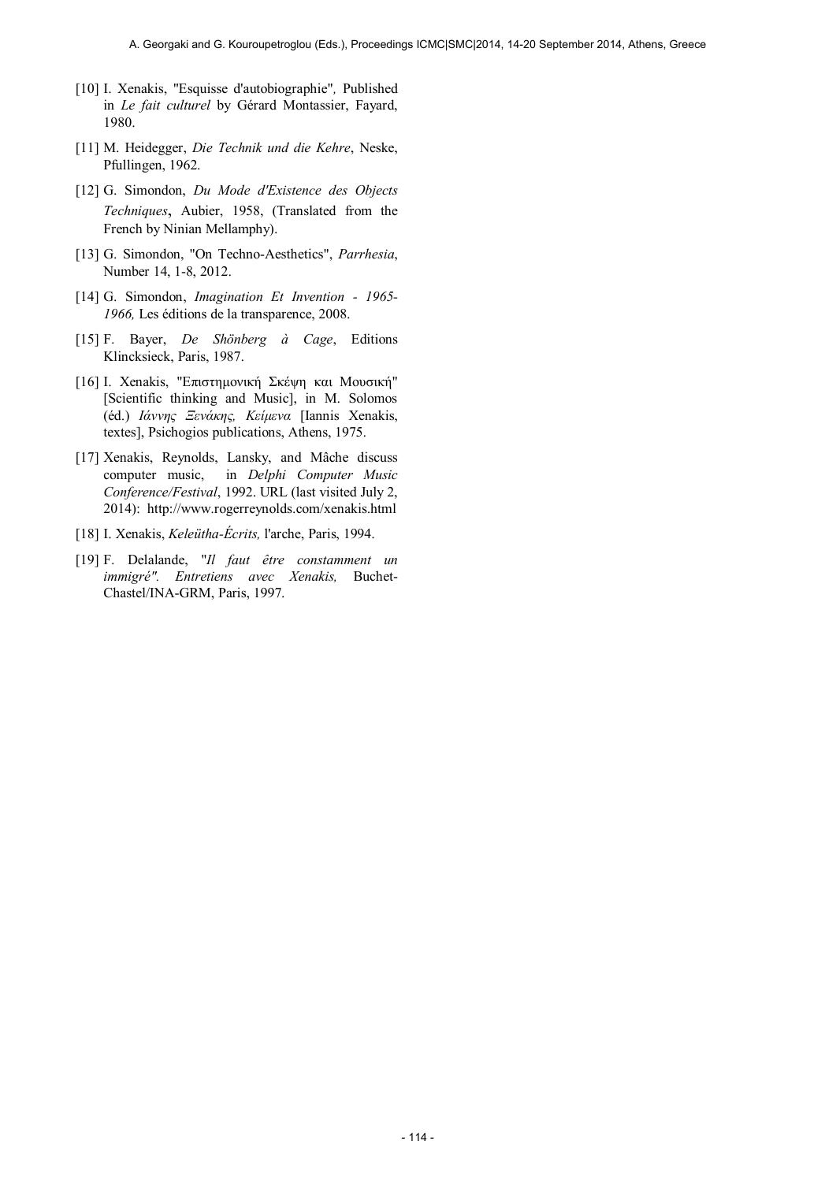[10] I. Xenakis, "Esquisse d'autobiographie", Published in *Le fait culturel* by Gérard Montassier, Fayard, 1980.

[11] M. Heidegger, *Die Technik und die Kehre*, Neske, Pfullingen, 1962.

[12] G. Simondon, *Du Mode d'Existence des Objects Techniques*, Aubier, 1958, (Translated from the French by Ninian Mellamphy).

[13] G. Simondon, "On Techno-Aesthetics", *Parrhesia*, Number 14, 1-8, 2012.

[14] G. Simondon, *Imagination Et Invention - 1965-1966,* Les éditions de la transparence, 2008.

[15] F. Bayer, *De Shönberg à Cage*, Editions Klincksieck, Paris, 1987.

[16] I. Xenakis, "Επιστημονική Σκέψη και Μουσική" [Scientific thinking and Music], in M. Solomos (éd.) *Ιάννης Ξενάκης, Κείμενα* [Iannis Xenakis, textes], Psichogios publications, Athens, 1975.

[17] Xenakis, Reynolds, Lansky, and Mâche discuss computer music, in *Delphi Computer Music Conference/Festival*, 1992. URL (last visited July 2, 2014): http://www.rogerreynolds.com/xenakis.html

[18] I. Xenakis, *Keleütha-Écrits,* l'arche, Paris, 1994.

[19] F. Delalande, "*Il faut être constamment un immigré". Entretiens avec Xenakis,* Buchet-Chastel/INA-GRM, Paris, 1997.